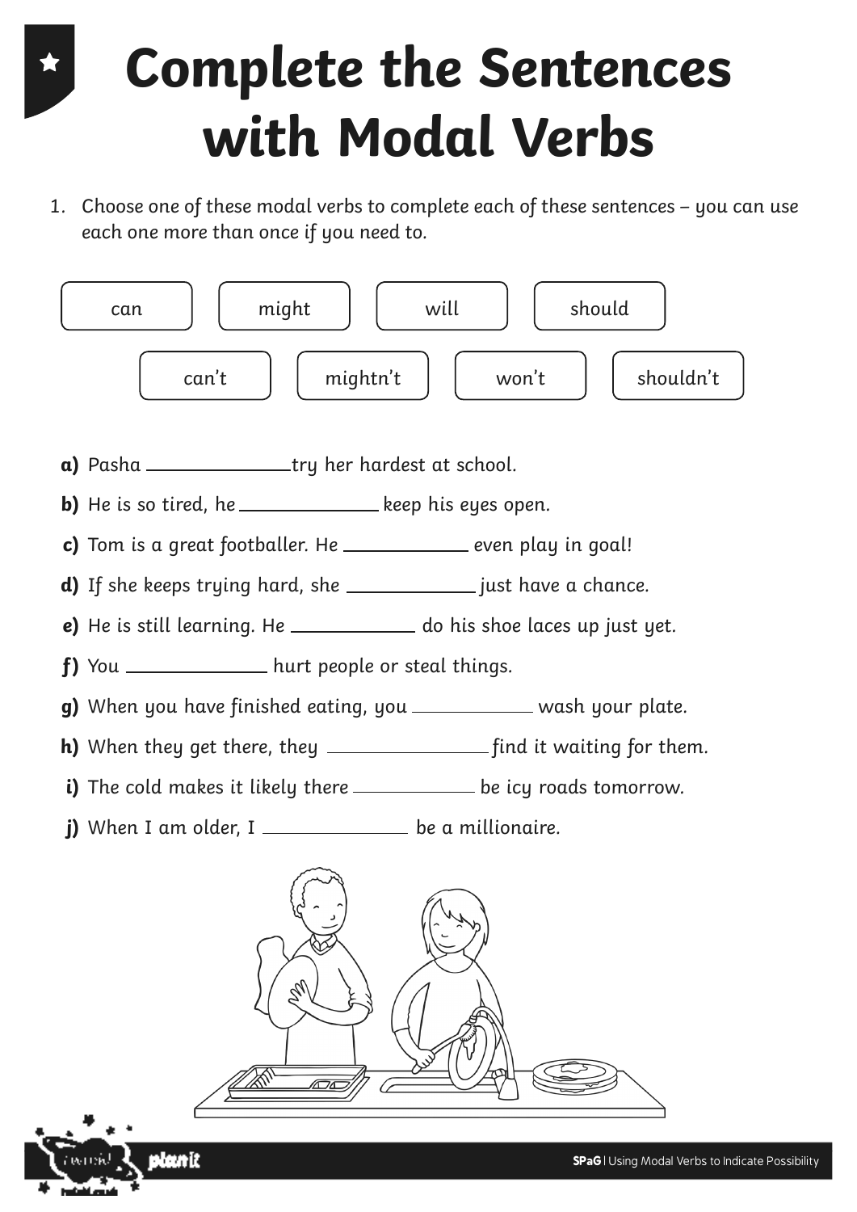# Complete the Sentences with Modal Verbs

1. Choose one of these modal verbs to complete each of these sentences – you can use each one more than once if you need to.

| can | might | will | should |
|---|---|---|---|
| can't | mightn't | won't | shouldn't |

**a)** Pasha \_\_\_\_\_\_\_\_\_\_\_\_\_\_ try her hardest at school.

**b)** He is so tired, he \_\_\_\_\_\_\_\_\_\_\_\_\_\_ keep his eyes open.

**c)** Tom is a great footballer. He \_\_\_\_\_\_\_\_\_\_\_\_\_\_ even play in goal!

**d)** If she keeps trying hard, she \_\_\_\_\_\_\_\_\_\_\_\_\_\_ just have a chance.

**e)** He is still learning. He \_\_\_\_\_\_\_\_\_\_\_\_\_\_ do his shoe laces up just yet.

**f)** You \_\_\_\_\_\_\_\_\_\_\_\_\_\_ hurt people or steal things.

**g)** When you have finished eating, you \_\_\_\_\_\_\_\_\_\_\_\_\_\_ wash your plate.

**h)** When they get there, they \_\_\_\_\_\_\_\_\_\_\_\_\_\_ find it waiting for them.

**i)** The cold makes it likely there \_\_\_\_\_\_\_\_\_\_\_\_\_\_ be icy roads tomorrow.

**j)** When I am older, I \_\_\_\_\_\_\_\_\_\_\_\_\_\_ be a millionaire.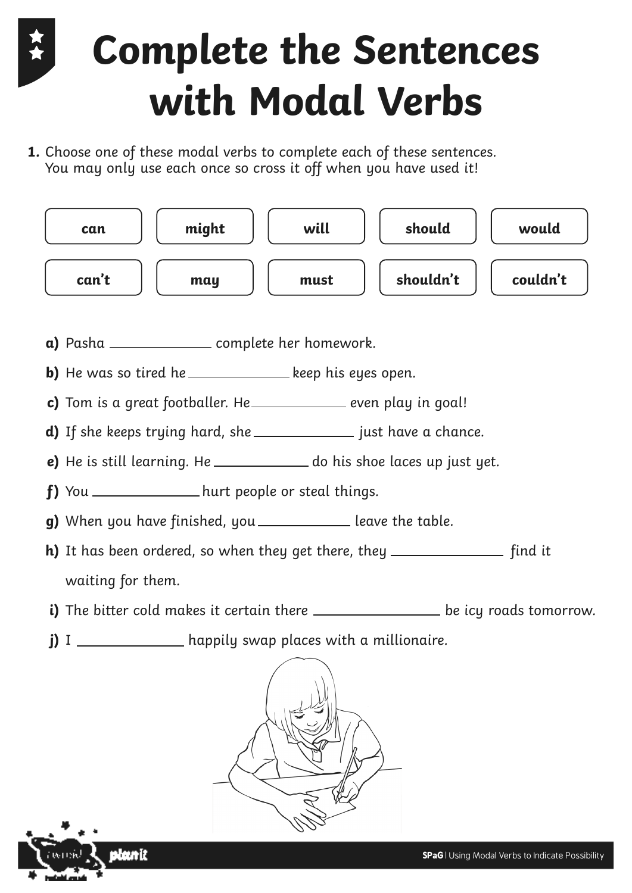# Complete the Sentences with Modal Verbs

**1.** Choose one of these modal verbs to complete each of these sentences. You may only use each once so cross it off when you have used it!

| **can** | **might** | **will** | **should** | **would** |
|---|---|---|---|---|
| **can't** | **may** | **must** | **shouldn't** | **couldn't** |

**a)** Pasha ____________ complete her homework.

**b)** He was so tired he ____________ keep his eyes open.

**c)** Tom is a great footballer. He ____________ even play in goal!

**d)** If she keeps trying hard, she ____________ just have a chance.

**e)** He is still learning. He ____________ do his shoe laces up just yet.

**f)** You ____________ hurt people or steal things.

**g)** When you have finished, you ____________ leave the table.

**h)** It has been ordered, so when they get there, they ____________ find it waiting for them.

**i)** The bitter cold makes it certain there ____________ be icy roads tomorrow.

**j)** I ____________ happily swap places with a millionaire.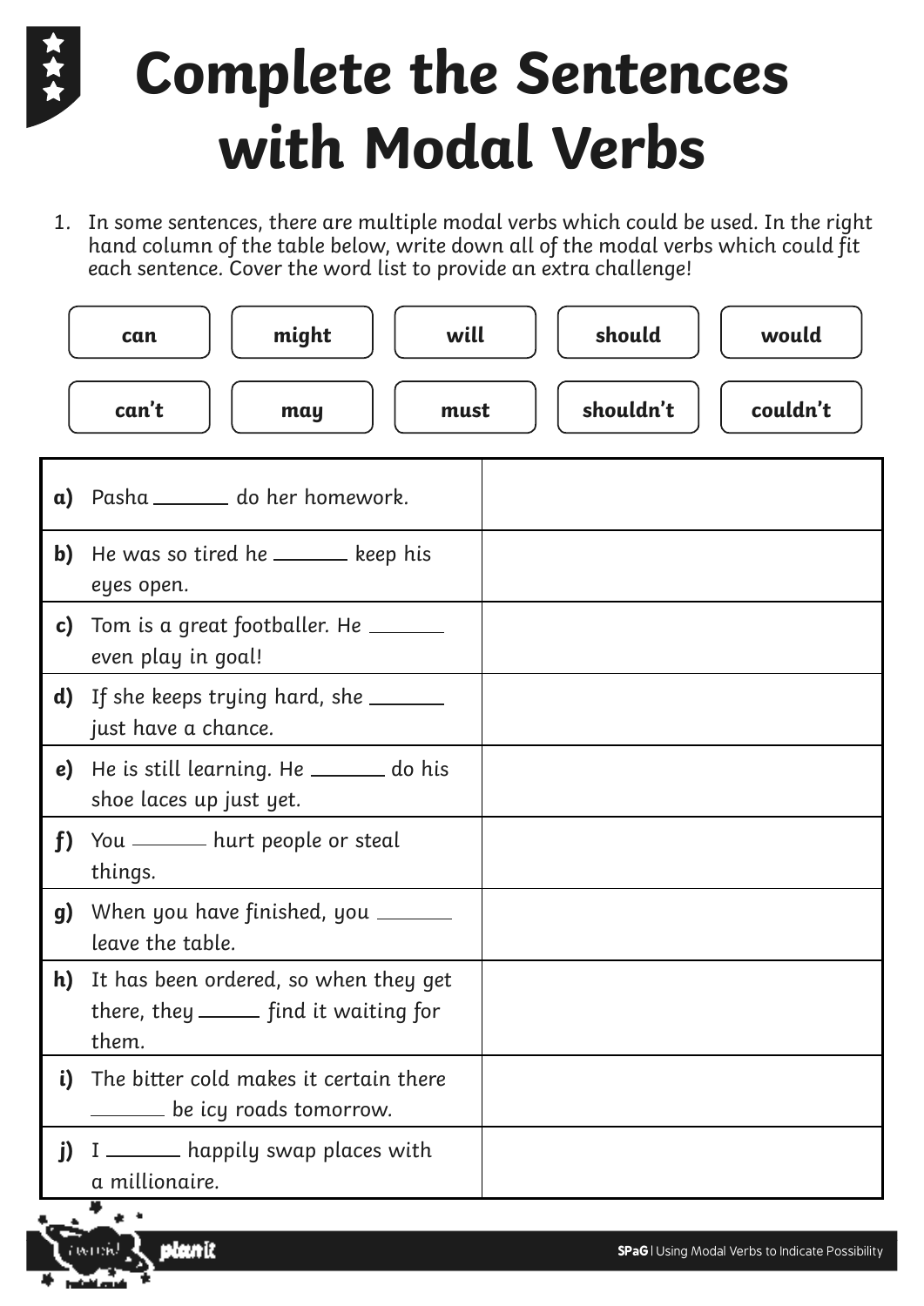# Complete the Sentences with Modal Verbs

1. In some sentences, there are multiple modal verbs which could be used. In the right hand column of the table below, write down all of the modal verbs which could fit each sentence. Cover the word list to provide an extra challenge!

| can | might | will | should | would |
|---|---|---|---|---|
| can't | may | must | shouldn't | couldn't |

| Sentence | Modal verbs |
|---|---|
| **a)** Pasha _______ do her homework. | |
| **b)** He was so tired he _______ keep his eyes open. | |
| **c)** Tom is a great footballer. He _______ even play in goal! | |
| **d)** If she keeps trying hard, she _______ just have a chance. | |
| **e)** He is still learning. He _______ do his shoe laces up just yet. | |
| **f)** You _______ hurt people or steal things. | |
| **g)** When you have finished, you _______ leave the table. | |
| **h)** It has been ordered, so when they get there, they _____ find it waiting for them. | |
| **i)** The bitter cold makes it certain there _______ be icy roads tomorrow. | |
| **j)** I _______ happily swap places with a millionaire. | |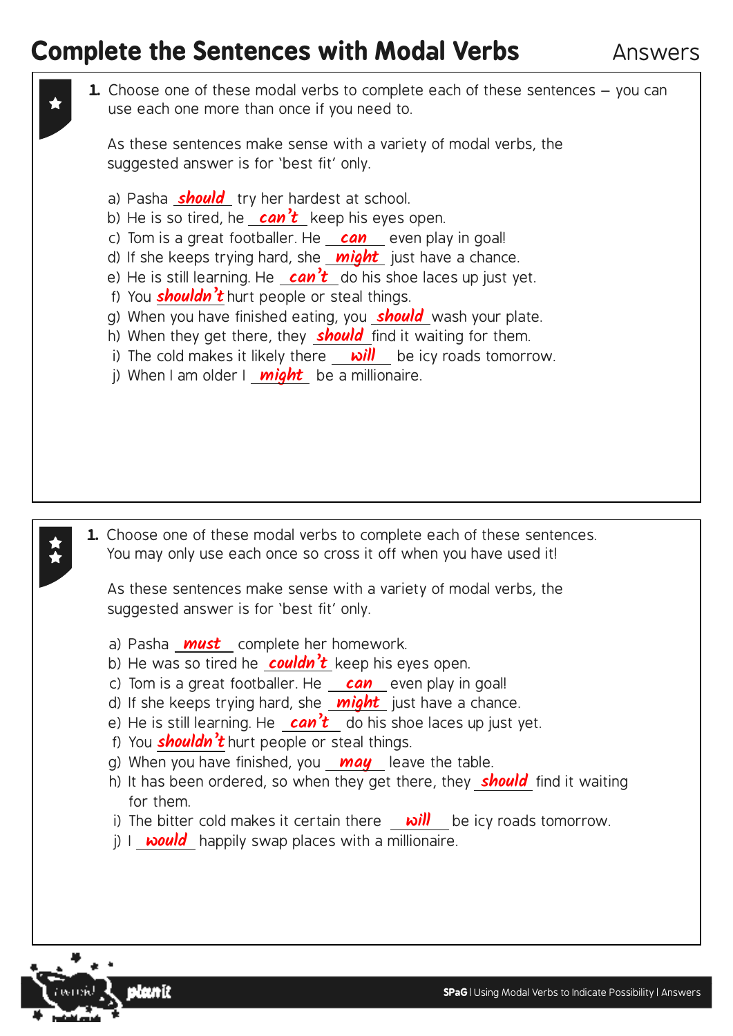# Complete the Sentences with Modal Verbs

Answers

**1.** Choose one of these modal verbs to complete each of these sentences – you can use each one more than once if you need to.

As these sentences make sense with a variety of modal verbs, the suggested answer is for 'best fit' only.

a) Pasha ***should*** try her hardest at school.
b) He is so tired, he ***can't*** keep his eyes open.
c) Tom is a great footballer. He ***can*** even play in goal!
d) If she keeps trying hard, she ***might*** just have a chance.
e) He is still learning. He ***can't*** do his shoe laces up just yet.
f) You ***shouldn't*** hurt people or steal things.
g) When you have finished eating, you ***should*** wash your plate.
h) When they get there, they ***should*** find it waiting for them.
i) The cold makes it likely there ***will*** be icy roads tomorrow.
j) When I am older I ***might*** be a millionaire.

---

**1.** Choose one of these modal verbs to complete each of these sentences. You may only use each once so cross it off when you have used it!

As these sentences make sense with a variety of modal verbs, the suggested answer is for 'best fit' only.

a) Pasha ***must*** complete her homework.
b) He was so tired he ***couldn't*** keep his eyes open.
c) Tom is a great footballer. He ***can*** even play in goal!
d) If she keeps trying hard, she ***might*** just have a chance.
e) He is still learning. He ***can't*** do his shoe laces up just yet.
f) You ***shouldn't*** hurt people or steal things.
g) When you have finished, you ***may*** leave the table.
h) It has been ordered, so when they get there, they ***should*** find it waiting for them.
i) The bitter cold makes it certain there ***will*** be icy roads tomorrow.
j) I ***would*** happily swap places with a millionaire.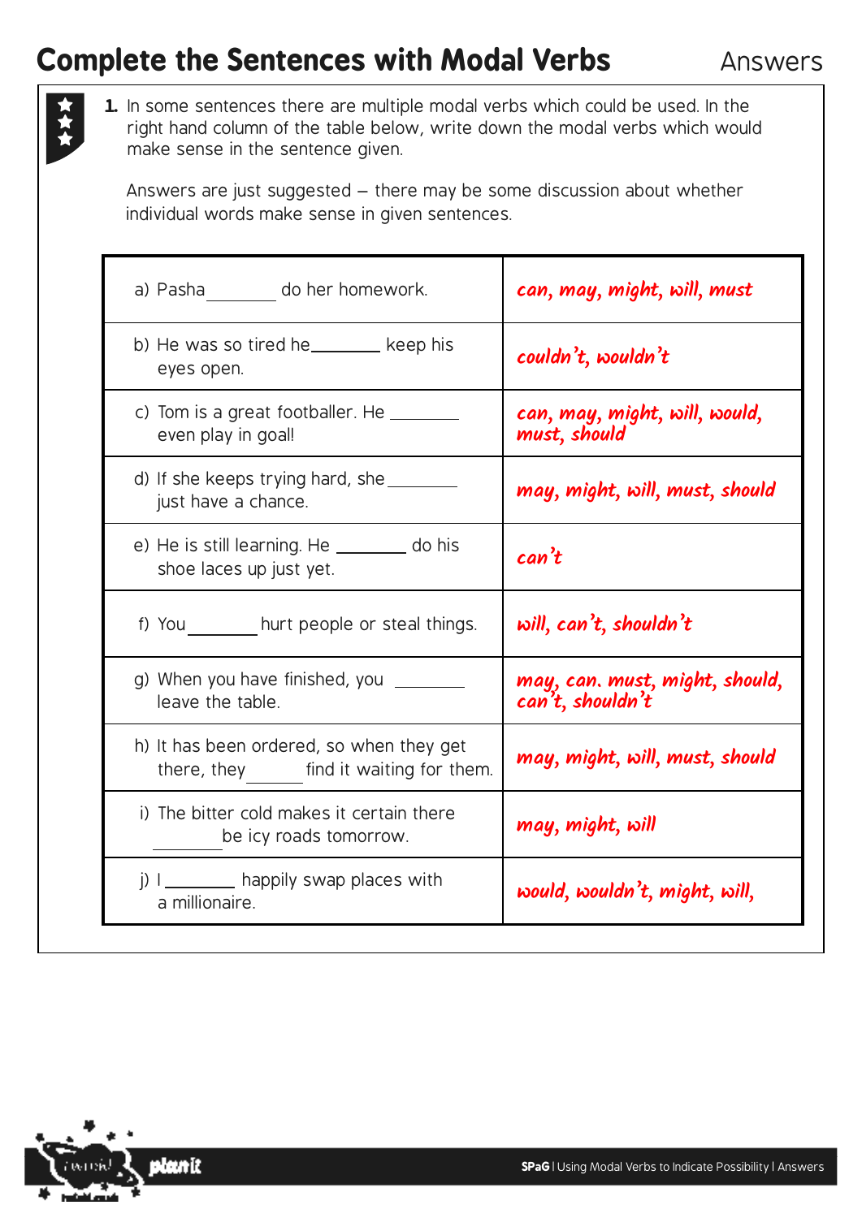# Complete the Sentences with Modal Verbs

Answers

1. In some sentences there are multiple modal verbs which could be used. In the right hand column of the table below, write down the modal verbs which would make sense in the sentence given.

Answers are just suggested – there may be some discussion about whether individual words make sense in given sentences.

| | |
|---|---|
| a) Pasha ________ do her homework. | can, may, might, will, must |
| b) He was so tired he________ keep his eyes open. | couldn't, wouldn't |
| c) Tom is a great footballer. He ________ even play in goal! | can, may, might, will, would, must, should |
| d) If she keeps trying hard, she________ just have a chance. | may, might, will, must, should |
| e) He is still learning. He ________ do his shoe laces up just yet. | can't |
| f) You________ hurt people or steal things. | will, can't, shouldn't |
| g) When you have finished, you ________ leave the table. | may, can. must, might, should, can't, shouldn't |
| h) It has been ordered, so when they get there, they______ find it waiting for them. | may, might, will, must, should |
| i) The bitter cold makes it certain there ________ be icy roads tomorrow. | may, might, will |
| j) I ________ happily swap places with a millionaire. | would, wouldn't, might, will, |